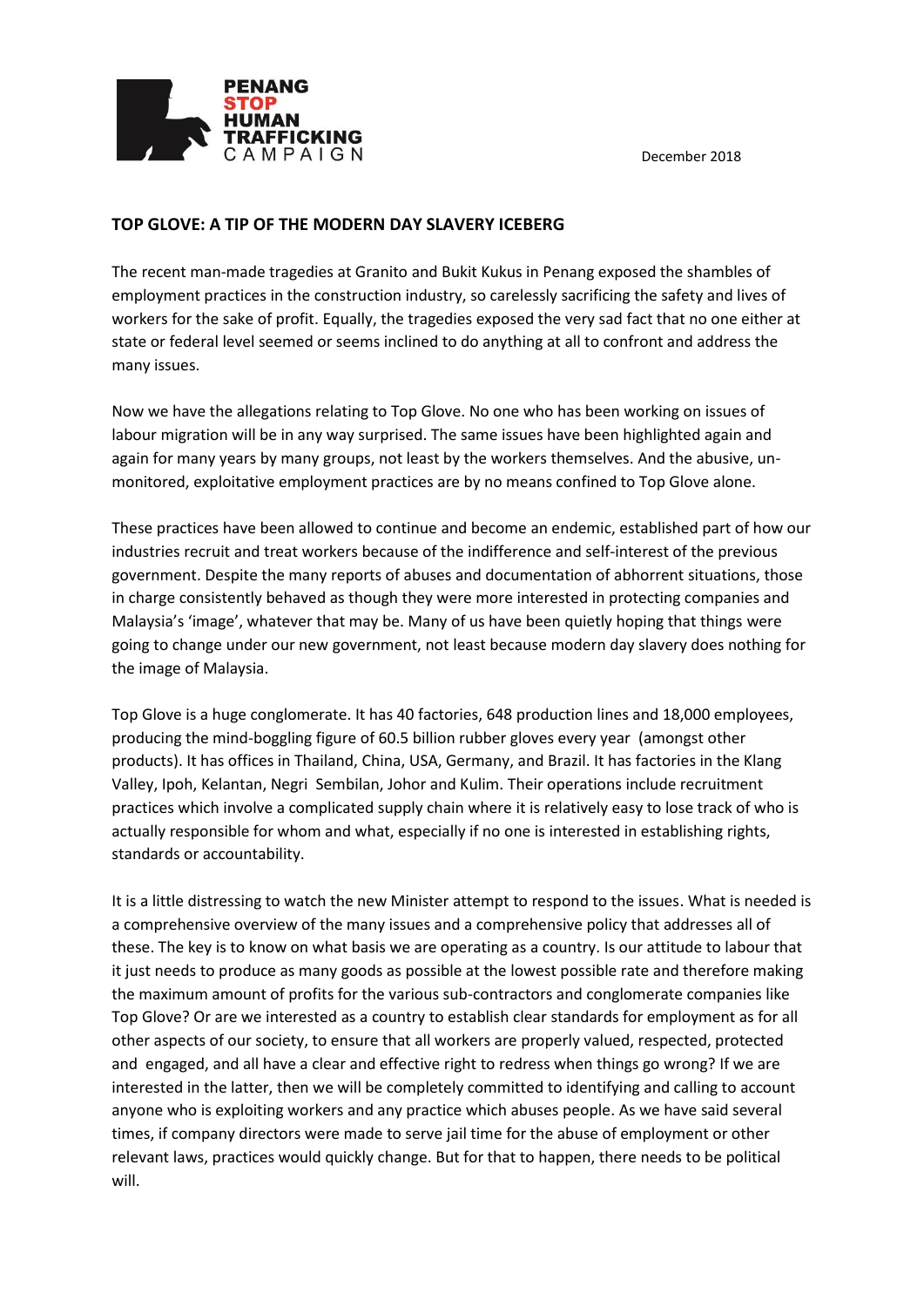PENANG STOP HUMAN TRAFFICKING CAMPAIGN

December 2018

**TOP GLOVE: A TIP OF THE MODERN DAY SLAVERY ICEBERG**

The recent man-made tragedies at Granito and Bukit Kukus in Penang exposed the shambles of employment practices in the construction industry, so carelessly sacrificing the safety and lives of workers for the sake of profit. Equally, the tragedies exposed the very sad fact that no one either at state or federal level seemed or seems inclined to do anything at all to confront and address the many issues.

Now we have the allegations relating to Top Glove. No one who has been working on issues of labour migration will be in any way surprised. The same issues have been highlighted again and again for many years by many groups, not least by the workers themselves. And the abusive, un-monitored, exploitative employment practices are by no means confined to Top Glove alone.

These practices have been allowed to continue and become an endemic, established part of how our industries recruit and treat workers because of the indifference and self-interest of the previous government. Despite the many reports of abuses and documentation of abhorrent situations, those in charge consistently behaved as though they were more interested in protecting companies and Malaysia's 'image', whatever that may be. Many of us have been quietly hoping that things were going to change under our new government, not least because modern day slavery does nothing for the image of Malaysia.

Top Glove is a huge conglomerate. It has 40 factories, 648 production lines and 18,000 employees, producing the mind-boggling figure of 60.5 billion rubber gloves every year (amongst other products). It has offices in Thailand, China, USA, Germany, and Brazil. It has factories in the Klang Valley, Ipoh, Kelantan, Negri Sembilan, Johor and Kulim. Their operations include recruitment practices which involve a complicated supply chain where it is relatively easy to lose track of who is actually responsible for whom and what, especially if no one is interested in establishing rights, standards or accountability.

It is a little distressing to watch the new Minister attempt to respond to the issues. What is needed is a comprehensive overview of the many issues and a comprehensive policy that addresses all of these. The key is to know on what basis we are operating as a country. Is our attitude to labour that it just needs to produce as many goods as possible at the lowest possible rate and therefore making the maximum amount of profits for the various sub-contractors and conglomerate companies like Top Glove? Or are we interested as a country to establish clear standards for employment as for all other aspects of our society, to ensure that all workers are properly valued, respected, protected and engaged, and all have a clear and effective right to redress when things go wrong? If we are interested in the latter, then we will be completely committed to identifying and calling to account anyone who is exploiting workers and any practice which abuses people. As we have said several times, if company directors were made to serve jail time for the abuse of employment or other relevant laws, practices would quickly change. But for that to happen, there needs to be political will.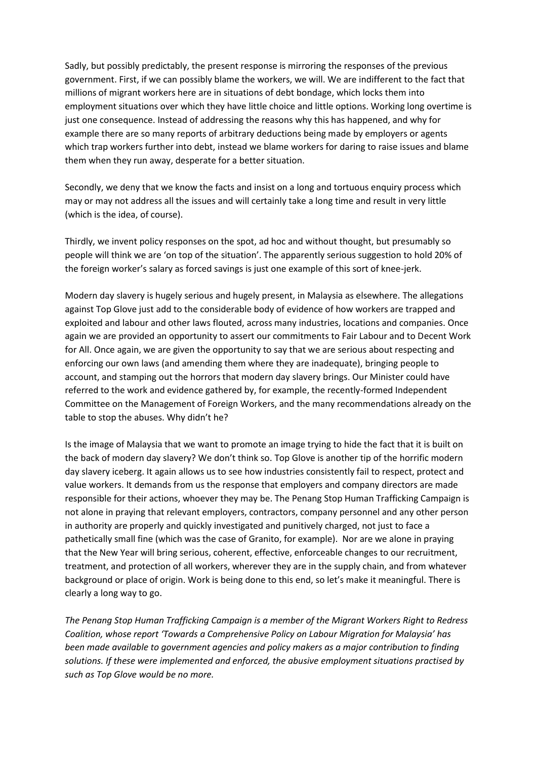Sadly, but possibly predictably, the present response is mirroring the responses of the previous government. First, if we can possibly blame the workers, we will. We are indifferent to the fact that millions of migrant workers here are in situations of debt bondage, which locks them into employment situations over which they have little choice and little options. Working long overtime is just one consequence. Instead of addressing the reasons why this has happened, and why for example there are so many reports of arbitrary deductions being made by employers or agents which trap workers further into debt, instead we blame workers for daring to raise issues and blame them when they run away, desperate for a better situation.

Secondly, we deny that we know the facts and insist on a long and tortuous enquiry process which may or may not address all the issues and will certainly take a long time and result in very little (which is the idea, of course).

Thirdly, we invent policy responses on the spot, ad hoc and without thought, but presumably so people will think we are 'on top of the situation'. The apparently serious suggestion to hold 20% of the foreign worker's salary as forced savings is just one example of this sort of knee-jerk.

Modern day slavery is hugely serious and hugely present, in Malaysia as elsewhere. The allegations against Top Glove just add to the considerable body of evidence of how workers are trapped and exploited and labour and other laws flouted, across many industries, locations and companies. Once again we are provided an opportunity to assert our commitments to Fair Labour and to Decent Work for All. Once again, we are given the opportunity to say that we are serious about respecting and enforcing our own laws (and amending them where they are inadequate), bringing people to account, and stamping out the horrors that modern day slavery brings. Our Minister could have referred to the work and evidence gathered by, for example, the recently-formed Independent Committee on the Management of Foreign Workers, and the many recommendations already on the table to stop the abuses. Why didn't he?

Is the image of Malaysia that we want to promote an image trying to hide the fact that it is built on the back of modern day slavery? We don't think so. Top Glove is another tip of the horrific modern day slavery iceberg. It again allows us to see how industries consistently fail to respect, protect and value workers. It demands from us the response that employers and company directors are made responsible for their actions, whoever they may be. The Penang Stop Human Trafficking Campaign is not alone in praying that relevant employers, contractors, company personnel and any other person in authority are properly and quickly investigated and punitively charged, not just to face a pathetically small fine (which was the case of Granito, for example). Nor are we alone in praying that the New Year will bring serious, coherent, effective, enforceable changes to our recruitment, treatment, and protection of all workers, wherever they are in the supply chain, and from whatever background or place of origin. Work is being done to this end, so let's make it meaningful. There is clearly a long way to go.

*The Penang Stop Human Trafficking Campaign is a member of the Migrant Workers Right to Redress Coalition, whose report 'Towards a Comprehensive Policy on Labour Migration for Malaysia' has been made available to government agencies and policy makers as a major contribution to finding solutions. If these were implemented and enforced, the abusive employment situations practised by such as Top Glove would be no more.*